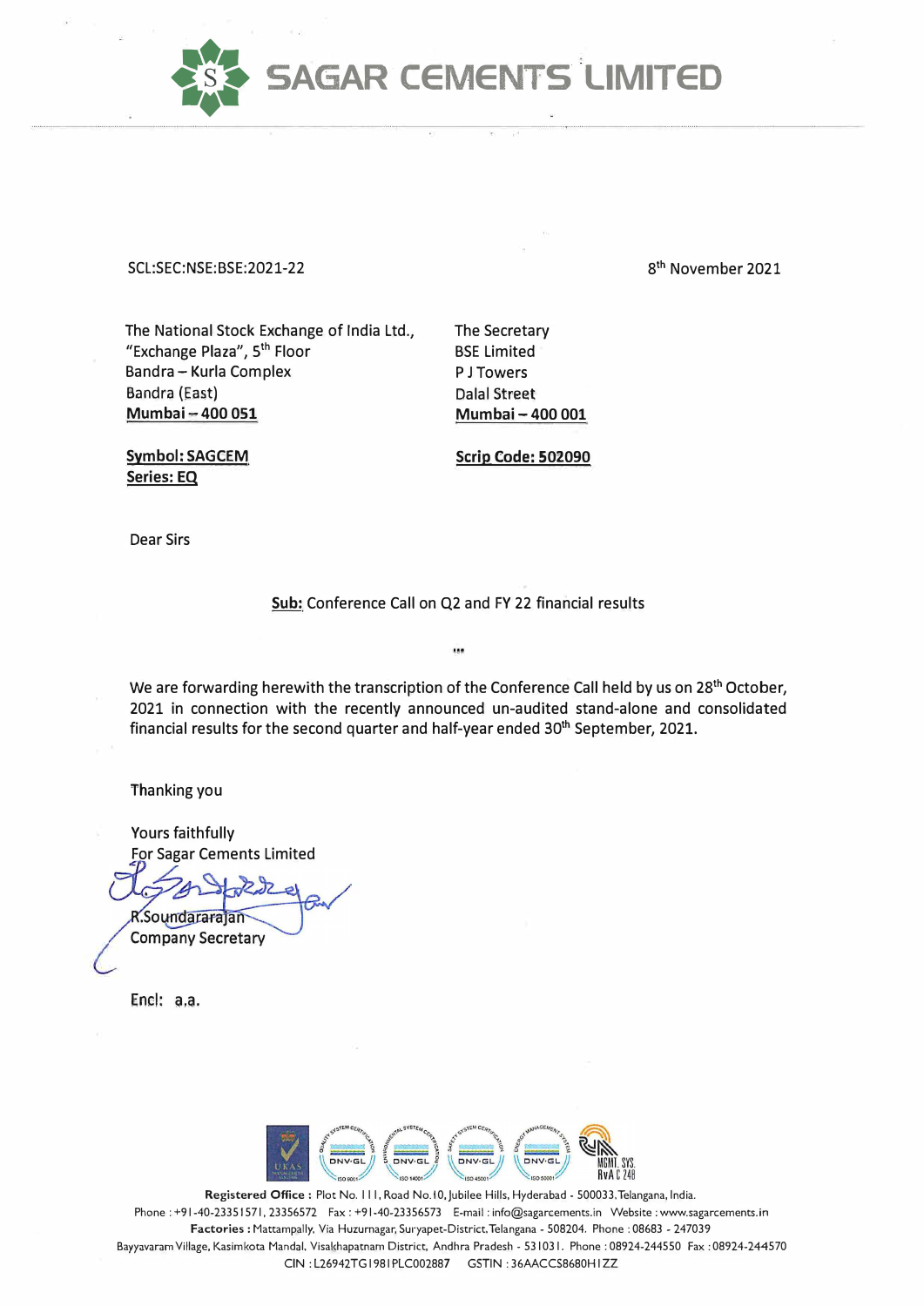# SAGAR CEMENTS LIMITED

SCL:SEC:NSE:BSE:2021-22

8th November 2021

The National Stock Exchange of India Ltd.,
"Exchange Plaza", 5th Floor
Bandra – Kurla Complex
Bandra (East)
**Mumbai – 400 051**

**Symbol: SAGCEM**
**Series: EQ**

The Secretary
BSE Limited
P J Towers
Dalal Street
**Mumbai – 400 001**

**Scrip Code: 502090**

Dear Sirs

**Sub:** Conference Call on Q2 and FY 22 financial results

We are forwarding herewith the transcription of the Conference Call held by us on 28th October, 2021 in connection with the recently announced un-audited stand-alone and consolidated financial results for the second quarter and half-year ended 30th September, 2021.

Thanking you

Yours faithfully
For Sagar Cements Limited

R.Soundararajan
Company Secretary

Encl: a.a.

**Registered Office :** Plot No. 111, Road No.10, Jubilee Hills, Hyderabad - 500033, Telangana, India.
Phone : +91-40-23351571, 23356572 Fax : +91-40-23356573 E-mail : info@sagarcements.in Website : www.sagarcements.in
**Factories :** Mattampally, Via Huzurnagar, Suryapet-District, Telangana - 508204. Phone : 08683 - 247039
Bayyavaram Village, Kasimkota Mandal, Visakhapatnam District, Andhra Pradesh - 531031. Phone : 08924-244550 Fax : 08924-244570
CIN : L26942TG1981PLC002887 GSTIN : 36AACCS8680H1ZZ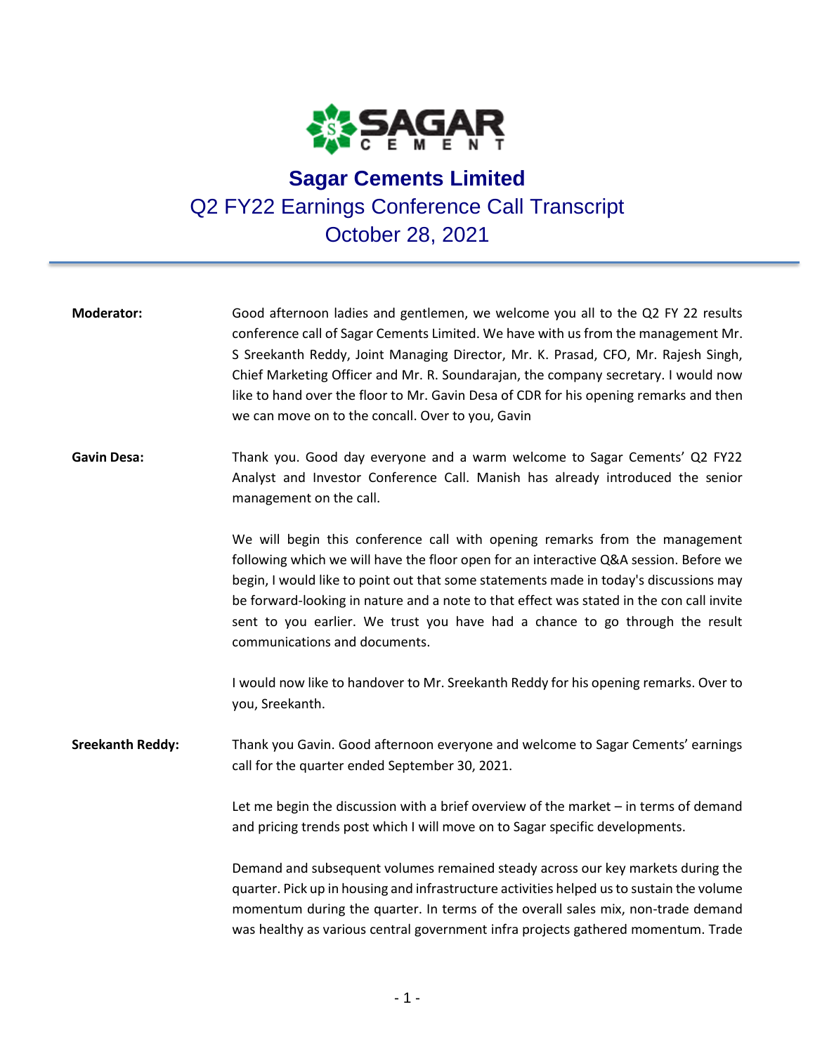# Sagar Cements Limited

## Q2 FY22 Earnings Conference Call Transcript

## October 28, 2021

**Moderator:** Good afternoon ladies and gentlemen, we welcome you all to the Q2 FY 22 results conference call of Sagar Cements Limited. We have with us from the management Mr. S Sreekanth Reddy, Joint Managing Director, Mr. K. Prasad, CFO, Mr. Rajesh Singh, Chief Marketing Officer and Mr. R. Soundarajan, the company secretary. I would now like to hand over the floor to Mr. Gavin Desa of CDR for his opening remarks and then we can move on to the concall. Over to you, Gavin

**Gavin Desa:** Thank you. Good day everyone and a warm welcome to Sagar Cements' Q2 FY22 Analyst and Investor Conference Call. Manish has already introduced the senior management on the call.

We will begin this conference call with opening remarks from the management following which we will have the floor open for an interactive Q&A session. Before we begin, I would like to point out that some statements made in today's discussions may be forward-looking in nature and a note to that effect was stated in the con call invite sent to you earlier. We trust you have had a chance to go through the result communications and documents.

I would now like to handover to Mr. Sreekanth Reddy for his opening remarks. Over to you, Sreekanth.

**Sreekanth Reddy:** Thank you Gavin. Good afternoon everyone and welcome to Sagar Cements' earnings call for the quarter ended September 30, 2021.

Let me begin the discussion with a brief overview of the market – in terms of demand and pricing trends post which I will move on to Sagar specific developments.

Demand and subsequent volumes remained steady across our key markets during the quarter. Pick up in housing and infrastructure activities helped us to sustain the volume momentum during the quarter. In terms of the overall sales mix, non-trade demand was healthy as various central government infra projects gathered momentum. Trade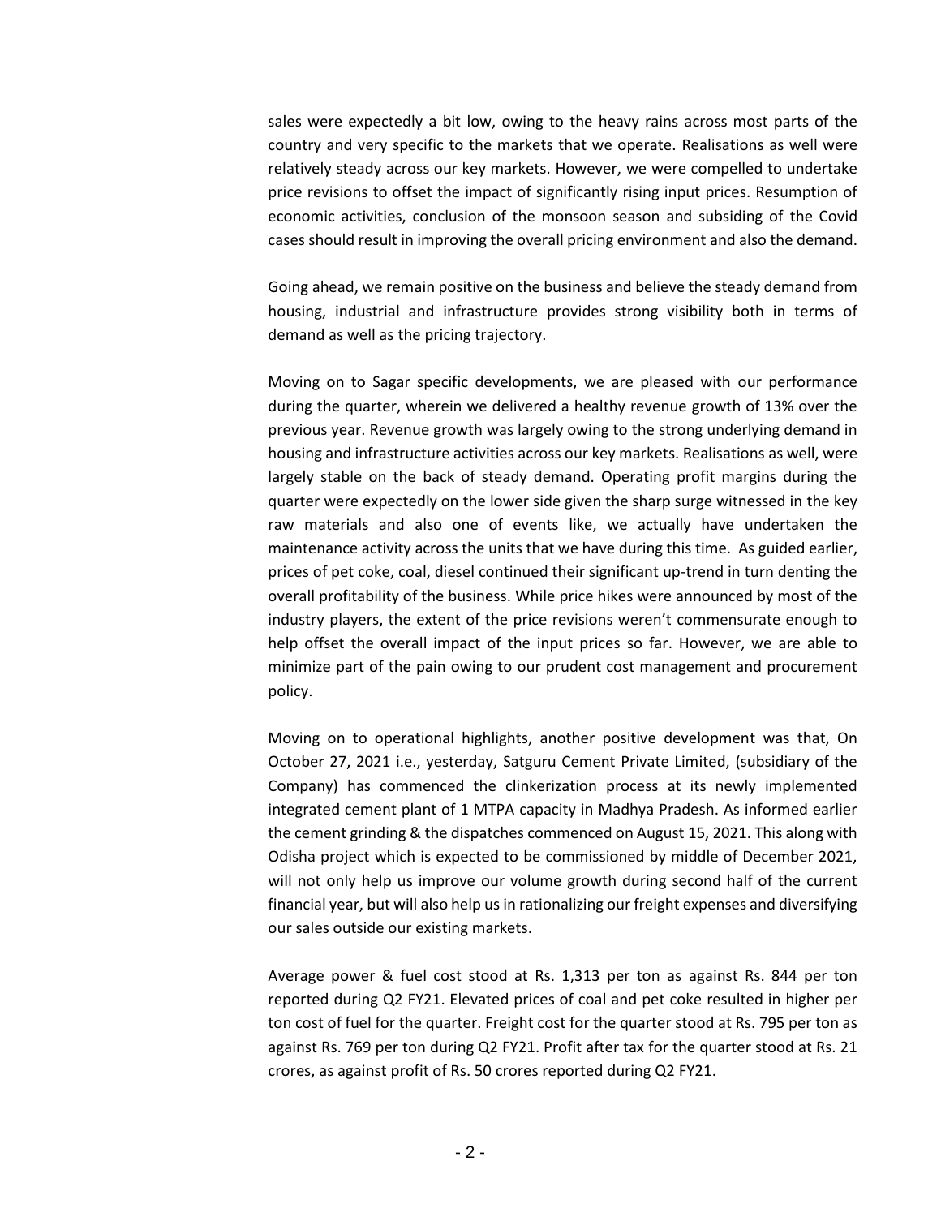sales were expectedly a bit low, owing to the heavy rains across most parts of the country and very specific to the markets that we operate. Realisations as well were relatively steady across our key markets. However, we were compelled to undertake price revisions to offset the impact of significantly rising input prices. Resumption of economic activities, conclusion of the monsoon season and subsiding of the Covid cases should result in improving the overall pricing environment and also the demand.

Going ahead, we remain positive on the business and believe the steady demand from housing, industrial and infrastructure provides strong visibility both in terms of demand as well as the pricing trajectory.

Moving on to Sagar specific developments, we are pleased with our performance during the quarter, wherein we delivered a healthy revenue growth of 13% over the previous year. Revenue growth was largely owing to the strong underlying demand in housing and infrastructure activities across our key markets. Realisations as well, were largely stable on the back of steady demand. Operating profit margins during the quarter were expectedly on the lower side given the sharp surge witnessed in the key raw materials and also one of events like, we actually have undertaken the maintenance activity across the units that we have during this time. As guided earlier, prices of pet coke, coal, diesel continued their significant up-trend in turn denting the overall profitability of the business. While price hikes were announced by most of the industry players, the extent of the price revisions weren't commensurate enough to help offset the overall impact of the input prices so far. However, we are able to minimize part of the pain owing to our prudent cost management and procurement policy.

Moving on to operational highlights, another positive development was that, On October 27, 2021 i.e., yesterday, Satguru Cement Private Limited, (subsidiary of the Company) has commenced the clinkerization process at its newly implemented integrated cement plant of 1 MTPA capacity in Madhya Pradesh. As informed earlier the cement grinding & the dispatches commenced on August 15, 2021. This along with Odisha project which is expected to be commissioned by middle of December 2021, will not only help us improve our volume growth during second half of the current financial year, but will also help us in rationalizing our freight expenses and diversifying our sales outside our existing markets.

Average power & fuel cost stood at Rs. 1,313 per ton as against Rs. 844 per ton reported during Q2 FY21. Elevated prices of coal and pet coke resulted in higher per ton cost of fuel for the quarter. Freight cost for the quarter stood at Rs. 795 per ton as against Rs. 769 per ton during Q2 FY21. Profit after tax for the quarter stood at Rs. 21 crores, as against profit of Rs. 50 crores reported during Q2 FY21.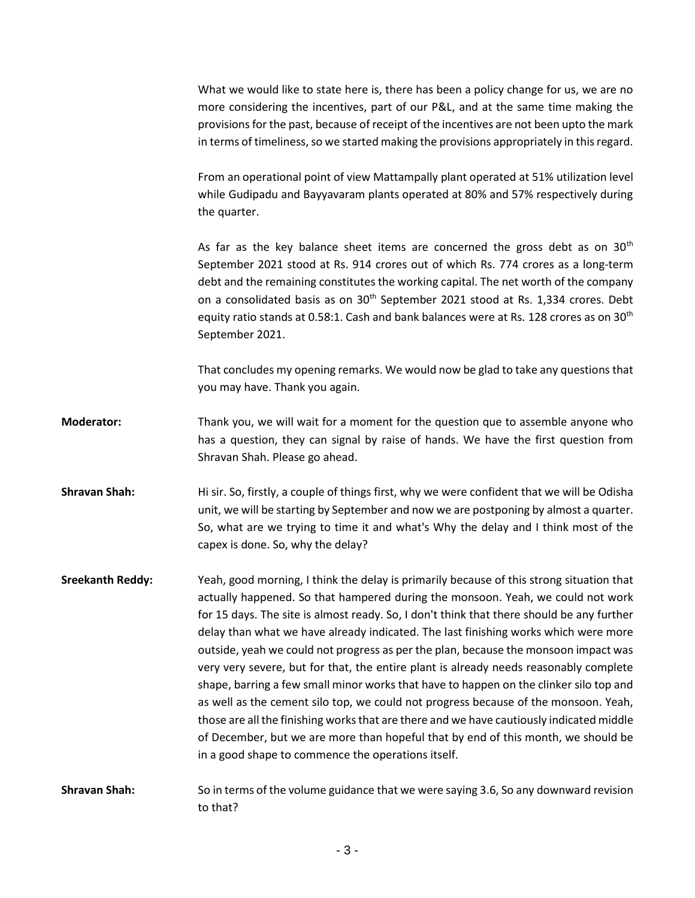What we would like to state here is, there has been a policy change for us, we are no more considering the incentives, part of our P&L, and at the same time making the provisions for the past, because of receipt of the incentives are not been upto the mark in terms of timeliness, so we started making the provisions appropriately in this regard.

From an operational point of view Mattampally plant operated at 51% utilization level while Gudipadu and Bayyavaram plants operated at 80% and 57% respectively during the quarter.

As far as the key balance sheet items are concerned the gross debt as on 30th September 2021 stood at Rs. 914 crores out of which Rs. 774 crores as a long-term debt and the remaining constitutes the working capital. The net worth of the company on a consolidated basis as on 30th September 2021 stood at Rs. 1,334 crores. Debt equity ratio stands at 0.58:1. Cash and bank balances were at Rs. 128 crores as on 30th September 2021.

That concludes my opening remarks. We would now be glad to take any questions that you may have. Thank you again.

**Moderator:** Thank you, we will wait for a moment for the question que to assemble anyone who has a question, they can signal by raise of hands. We have the first question from Shravan Shah. Please go ahead.

**Shravan Shah:** Hi sir. So, firstly, a couple of things first, why we were confident that we will be Odisha unit, we will be starting by September and now we are postponing by almost a quarter. So, what are we trying to time it and what's Why the delay and I think most of the capex is done. So, why the delay?

**Sreekanth Reddy:** Yeah, good morning, I think the delay is primarily because of this strong situation that actually happened. So that hampered during the monsoon. Yeah, we could not work for 15 days. The site is almost ready. So, I don't think that there should be any further delay than what we have already indicated. The last finishing works which were more outside, yeah we could not progress as per the plan, because the monsoon impact was very very severe, but for that, the entire plant is already needs reasonably complete shape, barring a few small minor works that have to happen on the clinker silo top and as well as the cement silo top, we could not progress because of the monsoon. Yeah, those are all the finishing works that are there and we have cautiously indicated middle of December, but we are more than hopeful that by end of this month, we should be in a good shape to commence the operations itself.

**Shravan Shah:** So in terms of the volume guidance that we were saying 3.6, So any downward revision to that?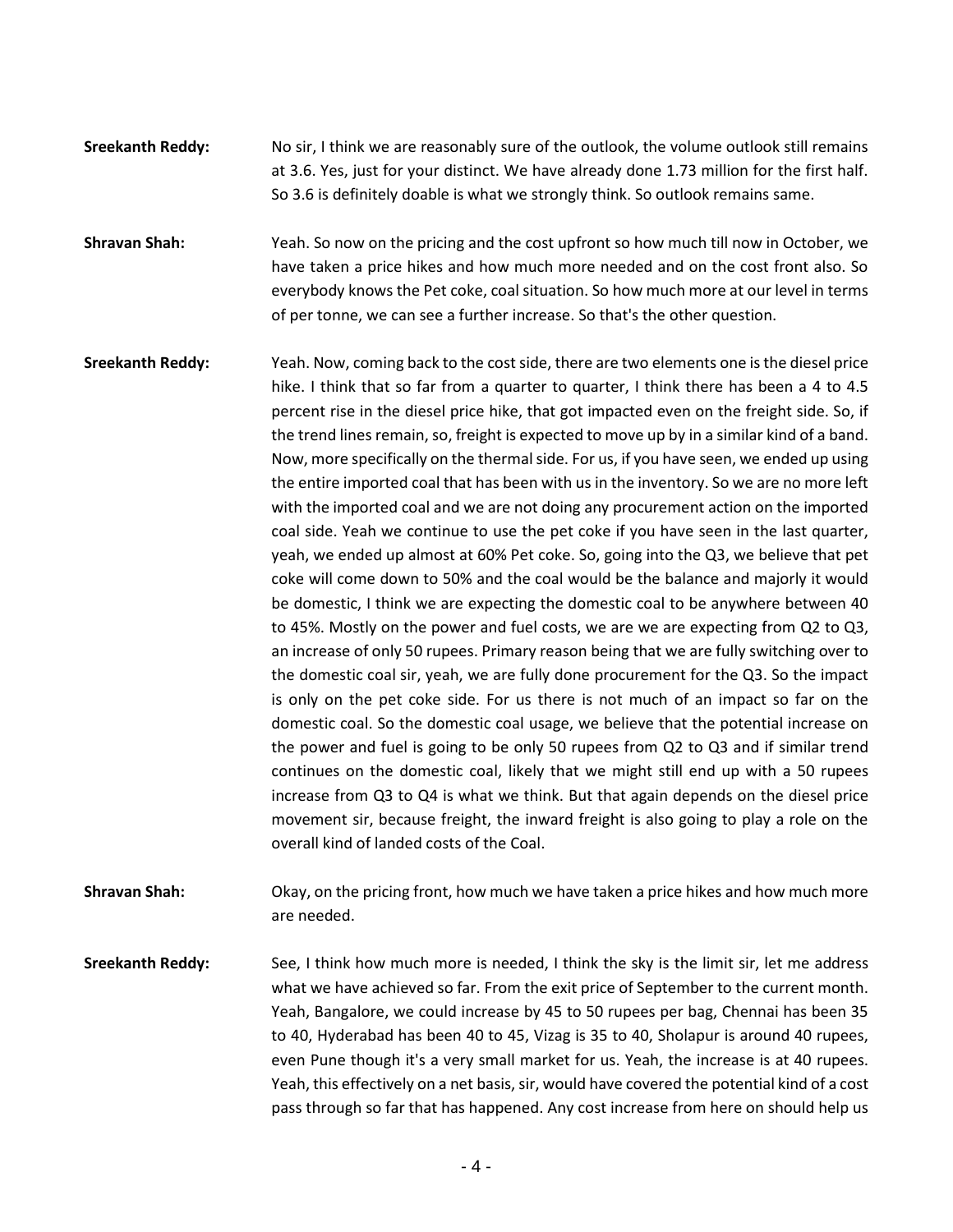**Sreekanth Reddy:** No sir, I think we are reasonably sure of the outlook, the volume outlook still remains at 3.6. Yes, just for your distinct. We have already done 1.73 million for the first half. So 3.6 is definitely doable is what we strongly think. So outlook remains same.

**Shravan Shah:** Yeah. So now on the pricing and the cost upfront so how much till now in October, we have taken a price hikes and how much more needed and on the cost front also. So everybody knows the Pet coke, coal situation. So how much more at our level in terms of per tonne, we can see a further increase. So that's the other question.

**Sreekanth Reddy:** Yeah. Now, coming back to the cost side, there are two elements one is the diesel price hike. I think that so far from a quarter to quarter, I think there has been a 4 to 4.5 percent rise in the diesel price hike, that got impacted even on the freight side. So, if the trend lines remain, so, freight is expected to move up by in a similar kind of a band. Now, more specifically on the thermal side. For us, if you have seen, we ended up using the entire imported coal that has been with us in the inventory. So we are no more left with the imported coal and we are not doing any procurement action on the imported coal side. Yeah we continue to use the pet coke if you have seen in the last quarter, yeah, we ended up almost at 60% Pet coke. So, going into the Q3, we believe that pet coke will come down to 50% and the coal would be the balance and majorly it would be domestic, I think we are expecting the domestic coal to be anywhere between 40 to 45%. Mostly on the power and fuel costs, we are we are expecting from Q2 to Q3, an increase of only 50 rupees. Primary reason being that we are fully switching over to the domestic coal sir, yeah, we are fully done procurement for the Q3. So the impact is only on the pet coke side. For us there is not much of an impact so far on the domestic coal. So the domestic coal usage, we believe that the potential increase on the power and fuel is going to be only 50 rupees from Q2 to Q3 and if similar trend continues on the domestic coal, likely that we might still end up with a 50 rupees increase from Q3 to Q4 is what we think. But that again depends on the diesel price movement sir, because freight, the inward freight is also going to play a role on the overall kind of landed costs of the Coal.

**Shravan Shah:** Okay, on the pricing front, how much we have taken a price hikes and how much more are needed.

**Sreekanth Reddy:** See, I think how much more is needed, I think the sky is the limit sir, let me address what we have achieved so far. From the exit price of September to the current month. Yeah, Bangalore, we could increase by 45 to 50 rupees per bag, Chennai has been 35 to 40, Hyderabad has been 40 to 45, Vizag is 35 to 40, Sholapur is around 40 rupees, even Pune though it's a very small market for us. Yeah, the increase is at 40 rupees. Yeah, this effectively on a net basis, sir, would have covered the potential kind of a cost pass through so far that has happened. Any cost increase from here on should help us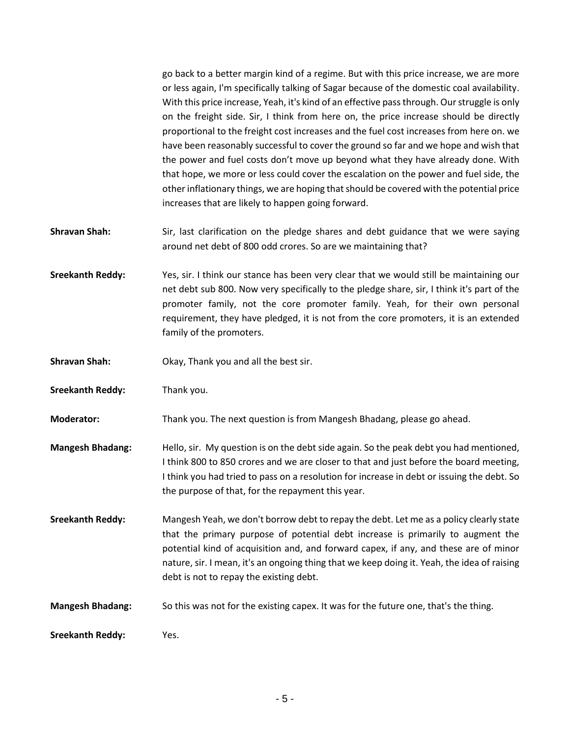go back to a better margin kind of a regime. But with this price increase, we are more or less again, I'm specifically talking of Sagar because of the domestic coal availability. With this price increase, Yeah, it's kind of an effective pass through. Our struggle is only on the freight side. Sir, I think from here on, the price increase should be directly proportional to the freight cost increases and the fuel cost increases from here on. we have been reasonably successful to cover the ground so far and we hope and wish that the power and fuel costs don't move up beyond what they have already done. With that hope, we more or less could cover the escalation on the power and fuel side, the other inflationary things, we are hoping that should be covered with the potential price increases that are likely to happen going forward.

**Shravan Shah:** Sir, last clarification on the pledge shares and debt guidance that we were saying around net debt of 800 odd crores. So are we maintaining that?

**Sreekanth Reddy:** Yes, sir. I think our stance has been very clear that we would still be maintaining our net debt sub 800. Now very specifically to the pledge share, sir, I think it's part of the promoter family, not the core promoter family. Yeah, for their own personal requirement, they have pledged, it is not from the core promoters, it is an extended family of the promoters.

**Shravan Shah:** Okay, Thank you and all the best sir.

**Sreekanth Reddy:** Thank you.

**Moderator:** Thank you. The next question is from Mangesh Bhadang, please go ahead.

**Mangesh Bhadang:** Hello, sir. My question is on the debt side again. So the peak debt you had mentioned, I think 800 to 850 crores and we are closer to that and just before the board meeting, I think you had tried to pass on a resolution for increase in debt or issuing the debt. So the purpose of that, for the repayment this year.

**Sreekanth Reddy:** Mangesh Yeah, we don't borrow debt to repay the debt. Let me as a policy clearly state that the primary purpose of potential debt increase is primarily to augment the potential kind of acquisition and, and forward capex, if any, and these are of minor nature, sir. I mean, it's an ongoing thing that we keep doing it. Yeah, the idea of raising debt is not to repay the existing debt.

**Mangesh Bhadang:** So this was not for the existing capex. It was for the future one, that's the thing.

**Sreekanth Reddy:** Yes.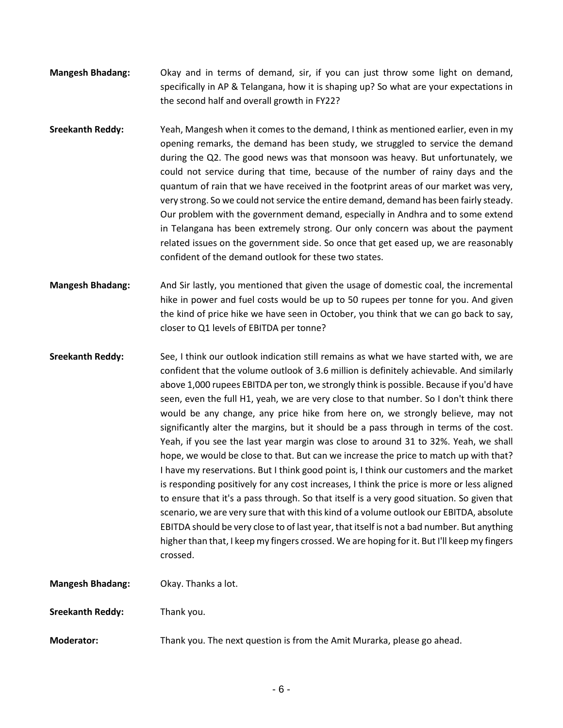**Mangesh Bhadang:** Okay and in terms of demand, sir, if you can just throw some light on demand, specifically in AP & Telangana, how it is shaping up? So what are your expectations in the second half and overall growth in FY22?

**Sreekanth Reddy:** Yeah, Mangesh when it comes to the demand, I think as mentioned earlier, even in my opening remarks, the demand has been study, we struggled to service the demand during the Q2. The good news was that monsoon was heavy. But unfortunately, we could not service during that time, because of the number of rainy days and the quantum of rain that we have received in the footprint areas of our market was very, very strong. So we could not service the entire demand, demand has been fairly steady. Our problem with the government demand, especially in Andhra and to some extend in Telangana has been extremely strong. Our only concern was about the payment related issues on the government side. So once that get eased up, we are reasonably confident of the demand outlook for these two states.

**Mangesh Bhadang:** And Sir lastly, you mentioned that given the usage of domestic coal, the incremental hike in power and fuel costs would be up to 50 rupees per tonne for you. And given the kind of price hike we have seen in October, you think that we can go back to say, closer to Q1 levels of EBITDA per tonne?

**Sreekanth Reddy:** See, I think our outlook indication still remains as what we have started with, we are confident that the volume outlook of 3.6 million is definitely achievable. And similarly above 1,000 rupees EBITDA per ton, we strongly think is possible. Because if you'd have seen, even the full H1, yeah, we are very close to that number. So I don't think there would be any change, any price hike from here on, we strongly believe, may not significantly alter the margins, but it should be a pass through in terms of the cost. Yeah, if you see the last year margin was close to around 31 to 32%. Yeah, we shall hope, we would be close to that. But can we increase the price to match up with that? I have my reservations. But I think good point is, I think our customers and the market is responding positively for any cost increases, I think the price is more or less aligned to ensure that it's a pass through. So that itself is a very good situation. So given that scenario, we are very sure that with this kind of a volume outlook our EBITDA, absolute EBITDA should be very close to of last year, that itself is not a bad number. But anything higher than that, I keep my fingers crossed. We are hoping for it. But I'll keep my fingers crossed.

**Mangesh Bhadang:** Okay. Thanks a lot.

**Sreekanth Reddy:** Thank you.

**Moderator:** Thank you. The next question is from the Amit Murarka, please go ahead.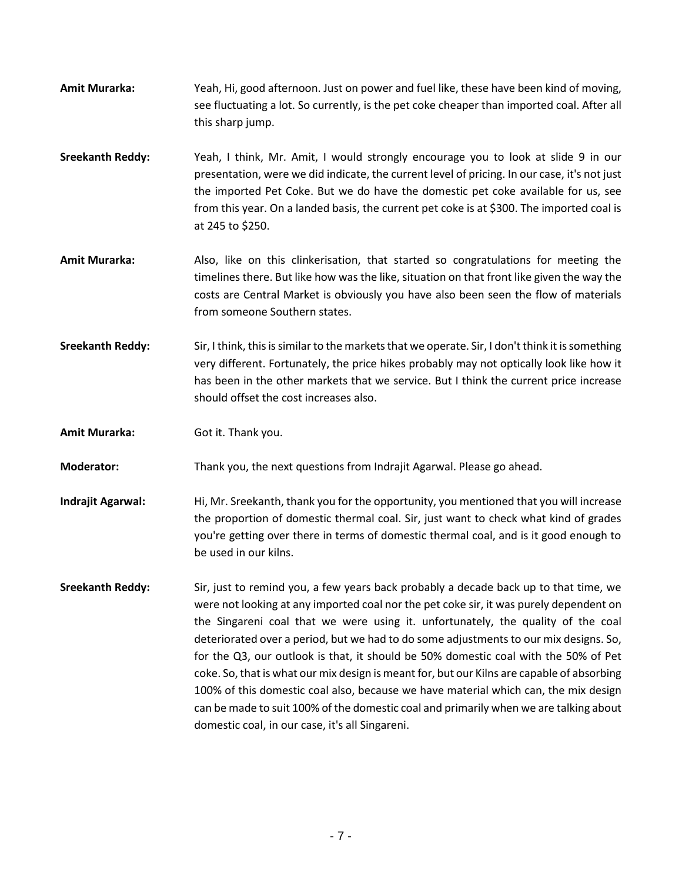**Amit Murarka:** Yeah, Hi, good afternoon. Just on power and fuel like, these have been kind of moving, see fluctuating a lot. So currently, is the pet coke cheaper than imported coal. After all this sharp jump.

**Sreekanth Reddy:** Yeah, I think, Mr. Amit, I would strongly encourage you to look at slide 9 in our presentation, were we did indicate, the current level of pricing. In our case, it's not just the imported Pet Coke. But we do have the domestic pet coke available for us, see from this year. On a landed basis, the current pet coke is at $300. The imported coal is at 245 to $250.

**Amit Murarka:** Also, like on this clinkerisation, that started so congratulations for meeting the timelines there. But like how was the like, situation on that front like given the way the costs are Central Market is obviously you have also been seen the flow of materials from someone Southern states.

**Sreekanth Reddy:** Sir, I think, this is similar to the markets that we operate. Sir, I don't think it is something very different. Fortunately, the price hikes probably may not optically look like how it has been in the other markets that we service. But I think the current price increase should offset the cost increases also.

**Amit Murarka:** Got it. Thank you.

**Moderator:** Thank you, the next questions from Indrajit Agarwal. Please go ahead.

**Indrajit Agarwal:** Hi, Mr. Sreekanth, thank you for the opportunity, you mentioned that you will increase the proportion of domestic thermal coal. Sir, just want to check what kind of grades you're getting over there in terms of domestic thermal coal, and is it good enough to be used in our kilns.

**Sreekanth Reddy:** Sir, just to remind you, a few years back probably a decade back up to that time, we were not looking at any imported coal nor the pet coke sir, it was purely dependent on the Singareni coal that we were using it. unfortunately, the quality of the coal deteriorated over a period, but we had to do some adjustments to our mix designs. So, for the Q3, our outlook is that, it should be 50% domestic coal with the 50% of Pet coke. So, that is what our mix design is meant for, but our Kilns are capable of absorbing 100% of this domestic coal also, because we have material which can, the mix design can be made to suit 100% of the domestic coal and primarily when we are talking about domestic coal, in our case, it's all Singareni.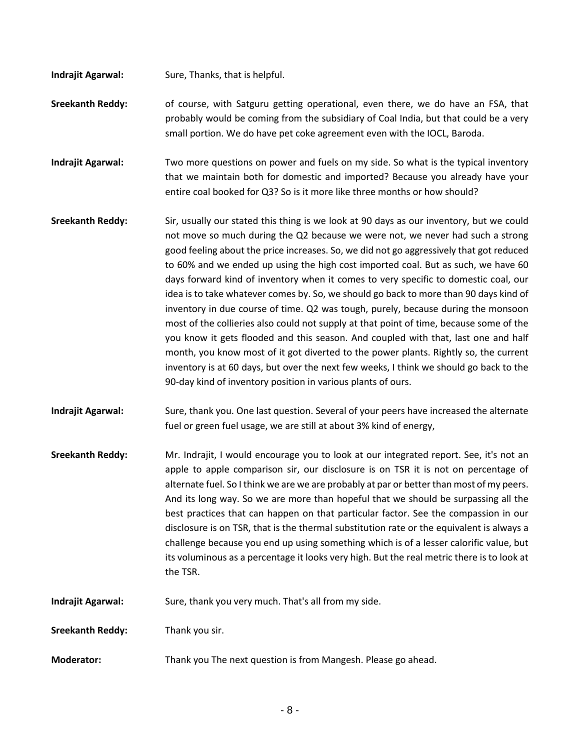**Indrajit Agarwal:** Sure, Thanks, that is helpful.

**Sreekanth Reddy:** of course, with Satguru getting operational, even there, we do have an FSA, that probably would be coming from the subsidiary of Coal India, but that could be a very small portion. We do have pet coke agreement even with the IOCL, Baroda.

**Indrajit Agarwal:** Two more questions on power and fuels on my side. So what is the typical inventory that we maintain both for domestic and imported? Because you already have your entire coal booked for Q3? So is it more like three months or how should?

**Sreekanth Reddy:** Sir, usually our stated this thing is we look at 90 days as our inventory, but we could not move so much during the Q2 because we were not, we never had such a strong good feeling about the price increases. So, we did not go aggressively that got reduced to 60% and we ended up using the high cost imported coal. But as such, we have 60 days forward kind of inventory when it comes to very specific to domestic coal, our idea is to take whatever comes by. So, we should go back to more than 90 days kind of inventory in due course of time. Q2 was tough, purely, because during the monsoon most of the collieries also could not supply at that point of time, because some of the you know it gets flooded and this season. And coupled with that, last one and half month, you know most of it got diverted to the power plants. Rightly so, the current inventory is at 60 days, but over the next few weeks, I think we should go back to the 90-day kind of inventory position in various plants of ours.

**Indrajit Agarwal:** Sure, thank you. One last question. Several of your peers have increased the alternate fuel or green fuel usage, we are still at about 3% kind of energy,

**Sreekanth Reddy:** Mr. Indrajit, I would encourage you to look at our integrated report. See, it's not an apple to apple comparison sir, our disclosure is on TSR it is not on percentage of alternate fuel. So I think we are we are probably at par or better than most of my peers. And its long way. So we are more than hopeful that we should be surpassing all the best practices that can happen on that particular factor. See the compassion in our disclosure is on TSR, that is the thermal substitution rate or the equivalent is always a challenge because you end up using something which is of a lesser calorific value, but its voluminous as a percentage it looks very high. But the real metric there is to look at the TSR.

**Indrajit Agarwal:** Sure, thank you very much. That's all from my side.

**Sreekanth Reddy:** Thank you sir.

**Moderator:** Thank you The next question is from Mangesh. Please go ahead.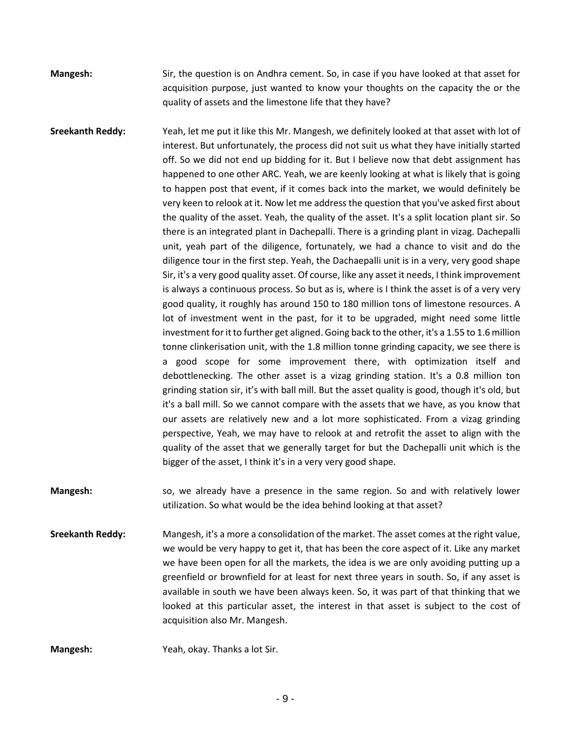**Mangesh:** Sir, the question is on Andhra cement. So, in case if you have looked at that asset for acquisition purpose, just wanted to know your thoughts on the capacity the or the quality of assets and the limestone life that they have?

**Sreekanth Reddy:** Yeah, let me put it like this Mr. Mangesh, we definitely looked at that asset with lot of interest. But unfortunately, the process did not suit us what they have initially started off. So we did not end up bidding for it. But I believe now that debt assignment has happened to one other ARC. Yeah, we are keenly looking at what is likely that is going to happen post that event, if it comes back into the market, we would definitely be very keen to relook at it. Now let me address the question that you've asked first about the quality of the asset. Yeah, the quality of the asset. It's a split location plant sir. So there is an integrated plant in Dachepalli. There is a grinding plant in vizag. Dachepalli unit, yeah part of the diligence, fortunately, we had a chance to visit and do the diligence tour in the first step. Yeah, the Dachaepalli unit is in a very, very good shape Sir, it's a very good quality asset. Of course, like any asset it needs, I think improvement is always a continuous process. So but as is, where is I think the asset is of a very very good quality, it roughly has around 150 to 180 million tons of limestone resources. A lot of investment went in the past, for it to be upgraded, might need some little investment for it to further get aligned. Going back to the other, it's a 1.55 to 1.6 million tonne clinkerisation unit, with the 1.8 million tonne grinding capacity, we see there is a good scope for some improvement there, with optimization itself and debottlenecking. The other asset is a vizag grinding station. It's a 0.8 million ton grinding station sir, it's with ball mill. But the asset quality is good, though it's old, but it's a ball mill. So we cannot compare with the assets that we have, as you know that our assets are relatively new and a lot more sophisticated. From a vizag grinding perspective, Yeah, we may have to relook at and retrofit the asset to align with the quality of the asset that we generally target for but the Dachepalli unit which is the bigger of the asset, I think it's in a very very good shape.

**Mangesh:** so, we already have a presence in the same region. So and with relatively lower utilization. So what would be the idea behind looking at that asset?

**Sreekanth Reddy:** Mangesh, it's a more a consolidation of the market. The asset comes at the right value, we would be very happy to get it, that has been the core aspect of it. Like any market we have been open for all the markets, the idea is we are only avoiding putting up a greenfield or brownfield for at least for next three years in south. So, if any asset is available in south we have been always keen. So, it was part of that thinking that we looked at this particular asset, the interest in that asset is subject to the cost of acquisition also Mr. Mangesh.

**Mangesh:** Yeah, okay. Thanks a lot Sir.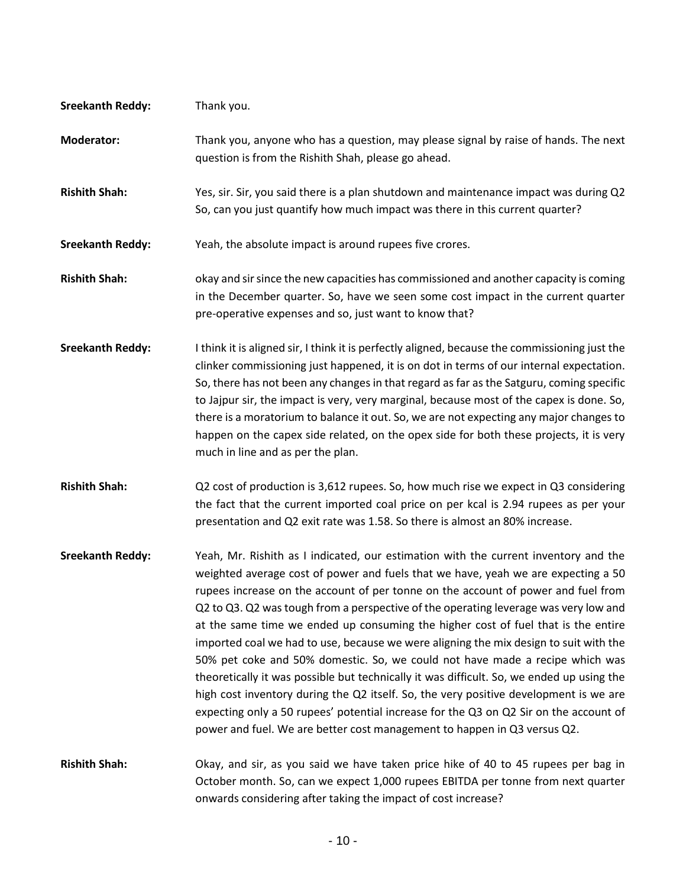**Sreekanth Reddy:** Thank you.

**Moderator:** Thank you, anyone who has a question, may please signal by raise of hands. The next question is from the Rishith Shah, please go ahead.

**Rishith Shah:** Yes, sir. Sir, you said there is a plan shutdown and maintenance impact was during Q2 So, can you just quantify how much impact was there in this current quarter?

**Sreekanth Reddy:** Yeah, the absolute impact is around rupees five crores.

**Rishith Shah:** okay and sir since the new capacities has commissioned and another capacity is coming in the December quarter. So, have we seen some cost impact in the current quarter pre-operative expenses and so, just want to know that?

**Sreekanth Reddy:** I think it is aligned sir, I think it is perfectly aligned, because the commissioning just the clinker commissioning just happened, it is on dot in terms of our internal expectation. So, there has not been any changes in that regard as far as the Satguru, coming specific to Jajpur sir, the impact is very, very marginal, because most of the capex is done. So, there is a moratorium to balance it out. So, we are not expecting any major changes to happen on the capex side related, on the opex side for both these projects, it is very much in line and as per the plan.

**Rishith Shah:** Q2 cost of production is 3,612 rupees. So, how much rise we expect in Q3 considering the fact that the current imported coal price on per kcal is 2.94 rupees as per your presentation and Q2 exit rate was 1.58. So there is almost an 80% increase.

**Sreekanth Reddy:** Yeah, Mr. Rishith as I indicated, our estimation with the current inventory and the weighted average cost of power and fuels that we have, yeah we are expecting a 50 rupees increase on the account of per tonne on the account of power and fuel from Q2 to Q3. Q2 was tough from a perspective of the operating leverage was very low and at the same time we ended up consuming the higher cost of fuel that is the entire imported coal we had to use, because we were aligning the mix design to suit with the 50% pet coke and 50% domestic. So, we could not have made a recipe which was theoretically it was possible but technically it was difficult. So, we ended up using the high cost inventory during the Q2 itself. So, the very positive development is we are expecting only a 50 rupees' potential increase for the Q3 on Q2 Sir on the account of power and fuel. We are better cost management to happen in Q3 versus Q2.

**Rishith Shah:** Okay, and sir, as you said we have taken price hike of 40 to 45 rupees per bag in October month. So, can we expect 1,000 rupees EBITDA per tonne from next quarter onwards considering after taking the impact of cost increase?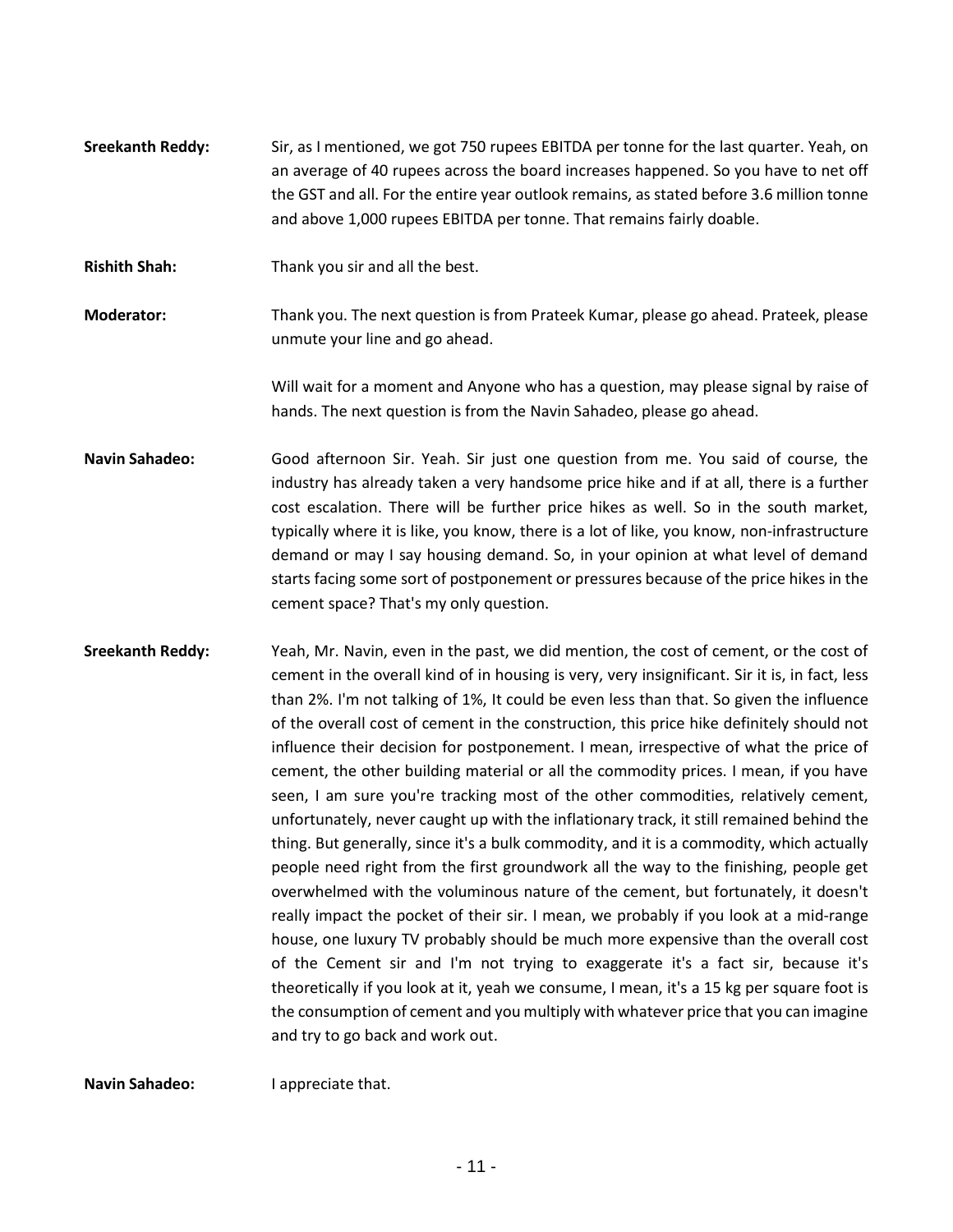**Sreekanth Reddy:** Sir, as I mentioned, we got 750 rupees EBITDA per tonne for the last quarter. Yeah, on an average of 40 rupees across the board increases happened. So you have to net off the GST and all. For the entire year outlook remains, as stated before 3.6 million tonne and above 1,000 rupees EBITDA per tonne. That remains fairly doable.

**Rishith Shah:** Thank you sir and all the best.

**Moderator:** Thank you. The next question is from Prateek Kumar, please go ahead. Prateek, please unmute your line and go ahead.

Will wait for a moment and Anyone who has a question, may please signal by raise of hands. The next question is from the Navin Sahadeo, please go ahead.

**Navin Sahadeo:** Good afternoon Sir. Yeah. Sir just one question from me. You said of course, the industry has already taken a very handsome price hike and if at all, there is a further cost escalation. There will be further price hikes as well. So in the south market, typically where it is like, you know, there is a lot of like, you know, non-infrastructure demand or may I say housing demand. So, in your opinion at what level of demand starts facing some sort of postponement or pressures because of the price hikes in the cement space? That's my only question.

**Sreekanth Reddy:** Yeah, Mr. Navin, even in the past, we did mention, the cost of cement, or the cost of cement in the overall kind of in housing is very, very insignificant. Sir it is, in fact, less than 2%. I'm not talking of 1%, It could be even less than that. So given the influence of the overall cost of cement in the construction, this price hike definitely should not influence their decision for postponement. I mean, irrespective of what the price of cement, the other building material or all the commodity prices. I mean, if you have seen, I am sure you're tracking most of the other commodities, relatively cement, unfortunately, never caught up with the inflationary track, it still remained behind the thing. But generally, since it's a bulk commodity, and it is a commodity, which actually people need right from the first groundwork all the way to the finishing, people get overwhelmed with the voluminous nature of the cement, but fortunately, it doesn't really impact the pocket of their sir. I mean, we probably if you look at a mid-range house, one luxury TV probably should be much more expensive than the overall cost of the Cement sir and I'm not trying to exaggerate it's a fact sir, because it's theoretically if you look at it, yeah we consume, I mean, it's a 15 kg per square foot is the consumption of cement and you multiply with whatever price that you can imagine and try to go back and work out.

**Navin Sahadeo:** I appreciate that.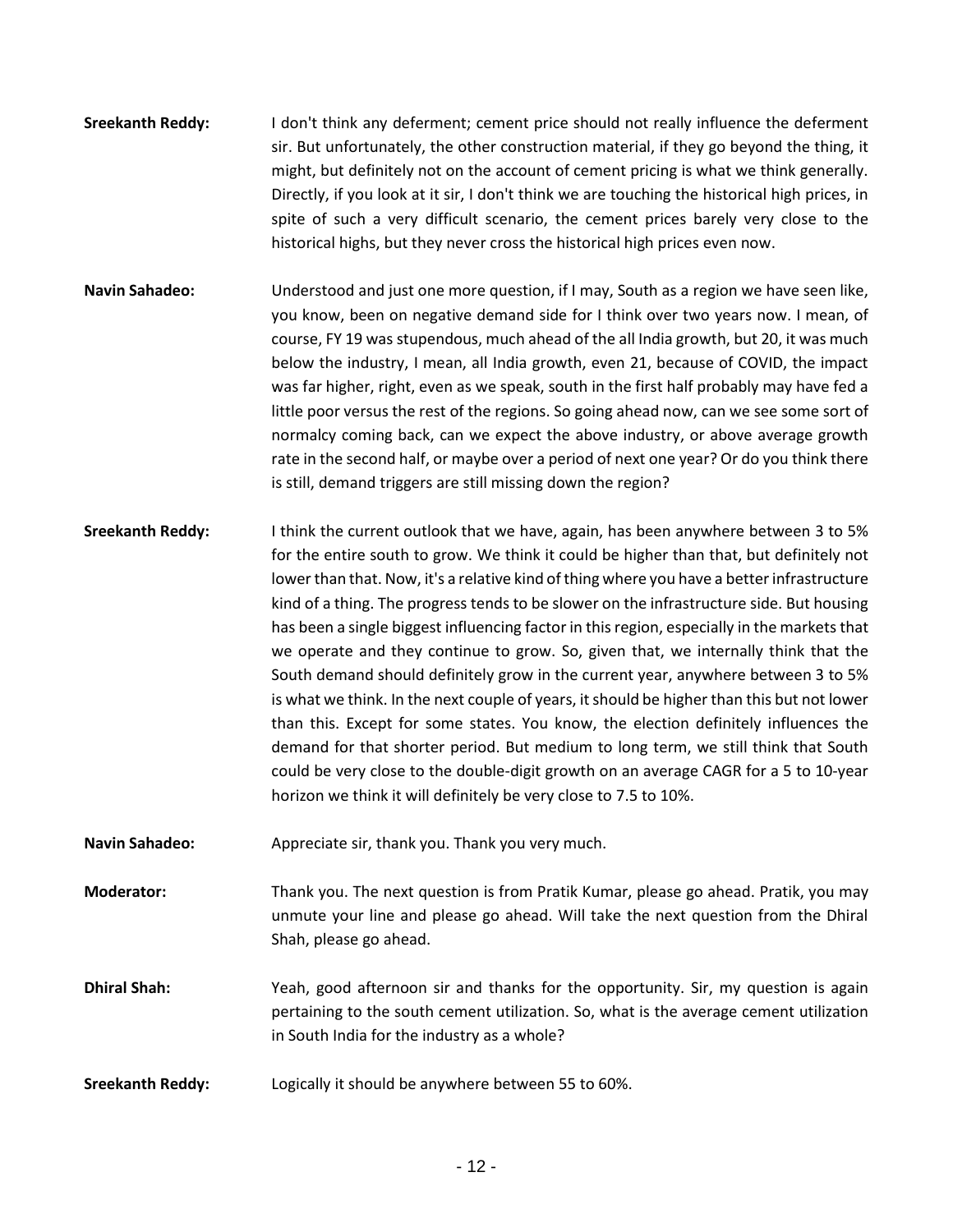**Sreekanth Reddy:** I don't think any deferment; cement price should not really influence the deferment sir. But unfortunately, the other construction material, if they go beyond the thing, it might, but definitely not on the account of cement pricing is what we think generally. Directly, if you look at it sir, I don't think we are touching the historical high prices, in spite of such a very difficult scenario, the cement prices barely very close to the historical highs, but they never cross the historical high prices even now.

**Navin Sahadeo:** Understood and just one more question, if I may, South as a region we have seen like, you know, been on negative demand side for I think over two years now. I mean, of course, FY 19 was stupendous, much ahead of the all India growth, but 20, it was much below the industry, I mean, all India growth, even 21, because of COVID, the impact was far higher, right, even as we speak, south in the first half probably may have fed a little poor versus the rest of the regions. So going ahead now, can we see some sort of normalcy coming back, can we expect the above industry, or above average growth rate in the second half, or maybe over a period of next one year? Or do you think there is still, demand triggers are still missing down the region?

**Sreekanth Reddy:** I think the current outlook that we have, again, has been anywhere between 3 to 5% for the entire south to grow. We think it could be higher than that, but definitely not lower than that. Now, it's a relative kind of thing where you have a better infrastructure kind of a thing. The progress tends to be slower on the infrastructure side. But housing has been a single biggest influencing factor in this region, especially in the markets that we operate and they continue to grow. So, given that, we internally think that the South demand should definitely grow in the current year, anywhere between 3 to 5% is what we think. In the next couple of years, it should be higher than this but not lower than this. Except for some states. You know, the election definitely influences the demand for that shorter period. But medium to long term, we still think that South could be very close to the double-digit growth on an average CAGR for a 5 to 10-year horizon we think it will definitely be very close to 7.5 to 10%.

**Navin Sahadeo:** Appreciate sir, thank you. Thank you very much.

**Moderator:** Thank you. The next question is from Pratik Kumar, please go ahead. Pratik, you may unmute your line and please go ahead. Will take the next question from the Dhiral Shah, please go ahead.

**Dhiral Shah:** Yeah, good afternoon sir and thanks for the opportunity. Sir, my question is again pertaining to the south cement utilization. So, what is the average cement utilization in South India for the industry as a whole?

**Sreekanth Reddy:** Logically it should be anywhere between 55 to 60%.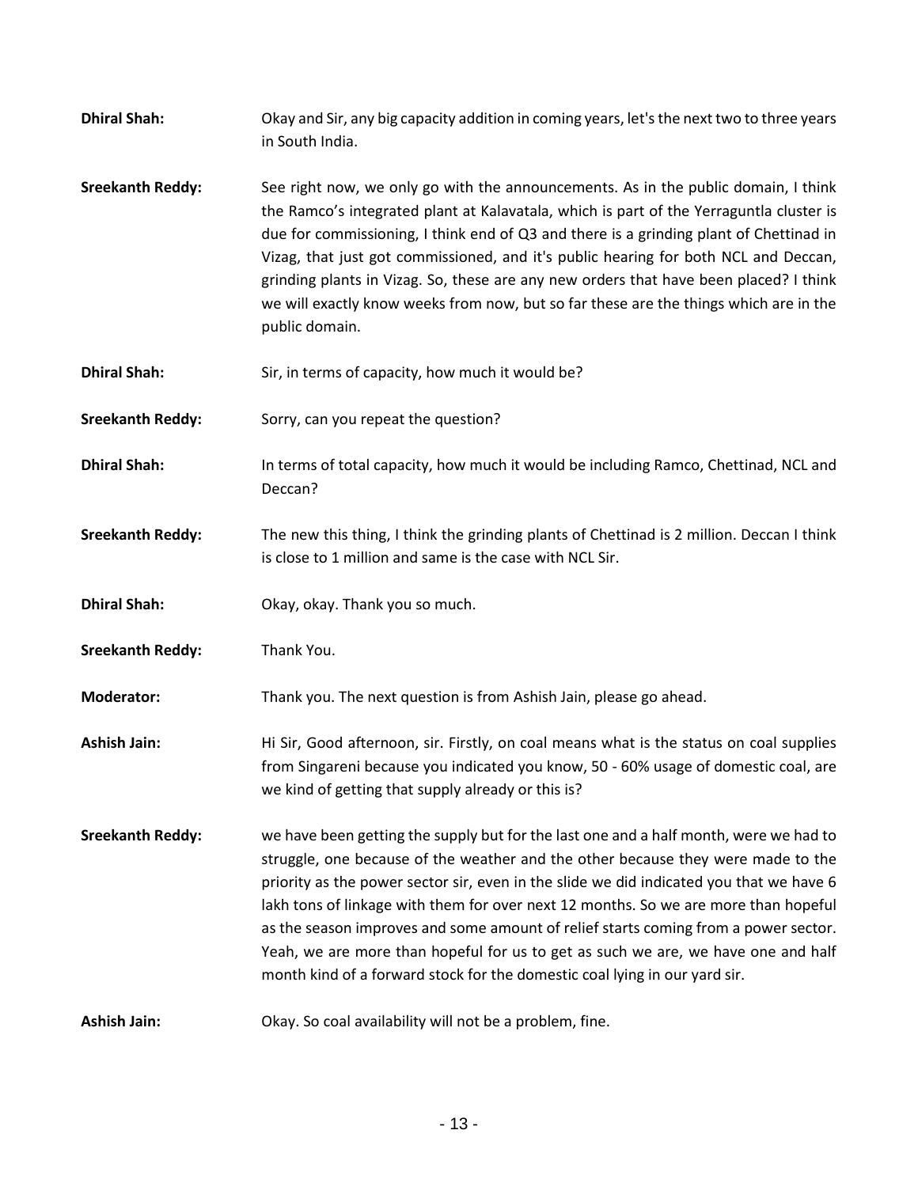**Dhiral Shah:** Okay and Sir, any big capacity addition in coming years, let's the next two to three years in South India.

**Sreekanth Reddy:** See right now, we only go with the announcements. As in the public domain, I think the Ramco's integrated plant at Kalavatala, which is part of the Yerraguntla cluster is due for commissioning, I think end of Q3 and there is a grinding plant of Chettinad in Vizag, that just got commissioned, and it's public hearing for both NCL and Deccan, grinding plants in Vizag. So, these are any new orders that have been placed? I think we will exactly know weeks from now, but so far these are the things which are in the public domain.

**Dhiral Shah:** Sir, in terms of capacity, how much it would be?

**Sreekanth Reddy:** Sorry, can you repeat the question?

**Dhiral Shah:** In terms of total capacity, how much it would be including Ramco, Chettinad, NCL and Deccan?

**Sreekanth Reddy:** The new this thing, I think the grinding plants of Chettinad is 2 million. Deccan I think is close to 1 million and same is the case with NCL Sir.

**Dhiral Shah:** Okay, okay. Thank you so much.

**Sreekanth Reddy:** Thank You.

**Moderator:** Thank you. The next question is from Ashish Jain, please go ahead.

**Ashish Jain:** Hi Sir, Good afternoon, sir. Firstly, on coal means what is the status on coal supplies from Singareni because you indicated you know, 50 - 60% usage of domestic coal, are we kind of getting that supply already or this is?

**Sreekanth Reddy:** we have been getting the supply but for the last one and a half month, were we had to struggle, one because of the weather and the other because they were made to the priority as the power sector sir, even in the slide we did indicated you that we have 6 lakh tons of linkage with them for over next 12 months. So we are more than hopeful as the season improves and some amount of relief starts coming from a power sector. Yeah, we are more than hopeful for us to get as such we are, we have one and half month kind of a forward stock for the domestic coal lying in our yard sir.

**Ashish Jain:** Okay. So coal availability will not be a problem, fine.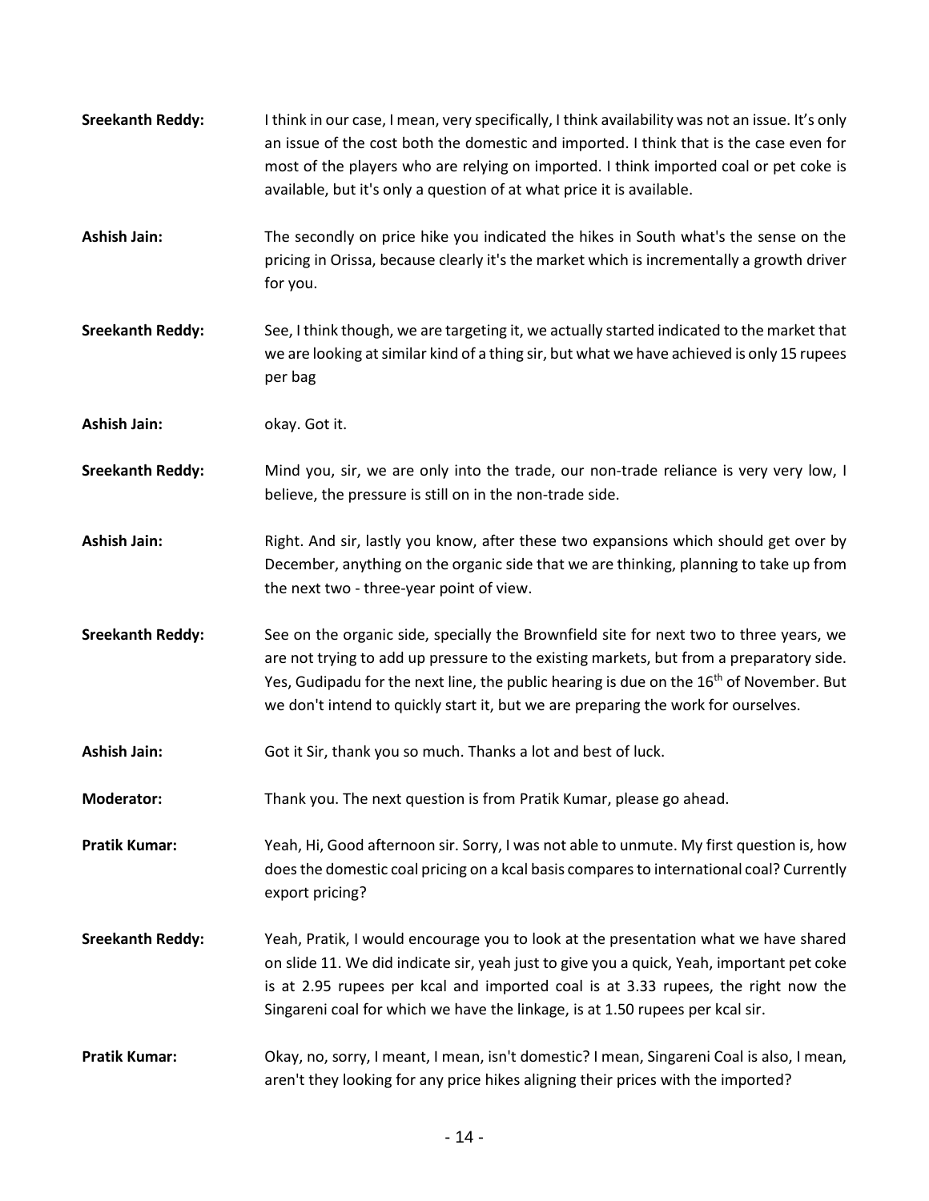**Sreekanth Reddy:** I think in our case, I mean, very specifically, I think availability was not an issue. It's only an issue of the cost both the domestic and imported. I think that is the case even for most of the players who are relying on imported. I think imported coal or pet coke is available, but it's only a question of at what price it is available.

**Ashish Jain:** The secondly on price hike you indicated the hikes in South what's the sense on the pricing in Orissa, because clearly it's the market which is incrementally a growth driver for you.

**Sreekanth Reddy:** See, I think though, we are targeting it, we actually started indicated to the market that we are looking at similar kind of a thing sir, but what we have achieved is only 15 rupees per bag

**Ashish Jain:** okay. Got it.

**Sreekanth Reddy:** Mind you, sir, we are only into the trade, our non-trade reliance is very very low, I believe, the pressure is still on in the non-trade side.

**Ashish Jain:** Right. And sir, lastly you know, after these two expansions which should get over by December, anything on the organic side that we are thinking, planning to take up from the next two - three-year point of view.

**Sreekanth Reddy:** See on the organic side, specially the Brownfield site for next two to three years, we are not trying to add up pressure to the existing markets, but from a preparatory side. Yes, Gudipadu for the next line, the public hearing is due on the 16th of November. But we don't intend to quickly start it, but we are preparing the work for ourselves.

**Ashish Jain:** Got it Sir, thank you so much. Thanks a lot and best of luck.

**Moderator:** Thank you. The next question is from Pratik Kumar, please go ahead.

**Pratik Kumar:** Yeah, Hi, Good afternoon sir. Sorry, I was not able to unmute. My first question is, how does the domestic coal pricing on a kcal basis compares to international coal? Currently export pricing?

**Sreekanth Reddy:** Yeah, Pratik, I would encourage you to look at the presentation what we have shared on slide 11. We did indicate sir, yeah just to give you a quick, Yeah, important pet coke is at 2.95 rupees per kcal and imported coal is at 3.33 rupees, the right now the Singareni coal for which we have the linkage, is at 1.50 rupees per kcal sir.

**Pratik Kumar:** Okay, no, sorry, I meant, I mean, isn't domestic? I mean, Singareni Coal is also, I mean, aren't they looking for any price hikes aligning their prices with the imported?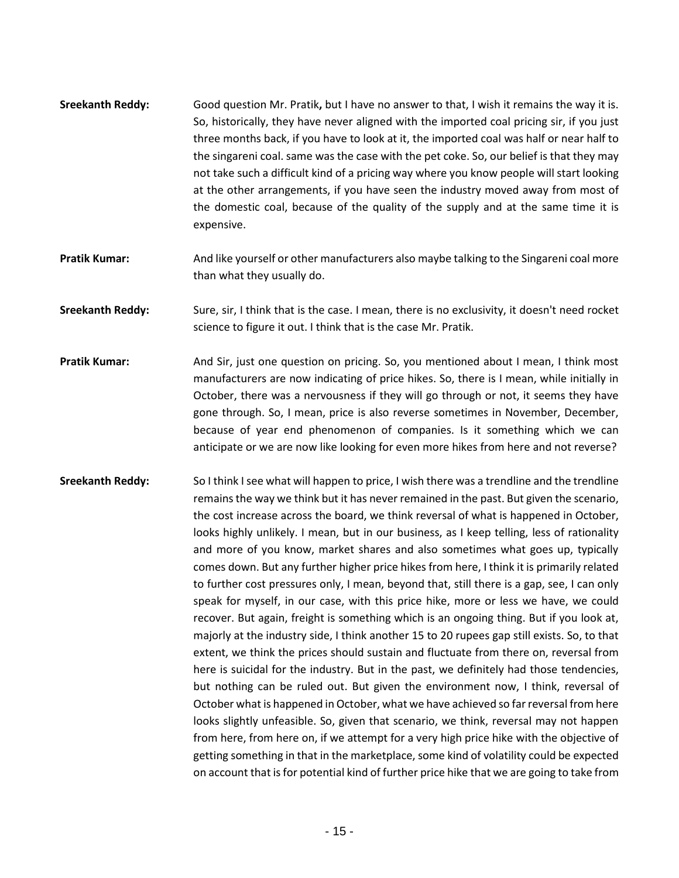**Sreekanth Reddy:** Good question Mr. Pratik**,** but I have no answer to that, I wish it remains the way it is. So, historically, they have never aligned with the imported coal pricing sir, if you just three months back, if you have to look at it, the imported coal was half or near half to the singareni coal. same was the case with the pet coke. So, our belief is that they may not take such a difficult kind of a pricing way where you know people will start looking at the other arrangements, if you have seen the industry moved away from most of the domestic coal, because of the quality of the supply and at the same time it is expensive.

**Pratik Kumar:** And like yourself or other manufacturers also maybe talking to the Singareni coal more than what they usually do.

**Sreekanth Reddy:** Sure, sir, I think that is the case. I mean, there is no exclusivity, it doesn't need rocket science to figure it out. I think that is the case Mr. Pratik.

**Pratik Kumar:** And Sir, just one question on pricing. So, you mentioned about I mean, I think most manufacturers are now indicating of price hikes. So, there is I mean, while initially in October, there was a nervousness if they will go through or not, it seems they have gone through. So, I mean, price is also reverse sometimes in November, December, because of year end phenomenon of companies. Is it something which we can anticipate or we are now like looking for even more hikes from here and not reverse?

**Sreekanth Reddy:** So I think I see what will happen to price, I wish there was a trendline and the trendline remains the way we think but it has never remained in the past. But given the scenario, the cost increase across the board, we think reversal of what is happened in October, looks highly unlikely. I mean, but in our business, as I keep telling, less of rationality and more of you know, market shares and also sometimes what goes up, typically comes down. But any further higher price hikes from here, I think it is primarily related to further cost pressures only, I mean, beyond that, still there is a gap, see, I can only speak for myself, in our case, with this price hike, more or less we have, we could recover. But again, freight is something which is an ongoing thing. But if you look at, majorly at the industry side, I think another 15 to 20 rupees gap still exists. So, to that extent, we think the prices should sustain and fluctuate from there on, reversal from here is suicidal for the industry. But in the past, we definitely had those tendencies, but nothing can be ruled out. But given the environment now, I think, reversal of October what is happened in October, what we have achieved so far reversal from here looks slightly unfeasible. So, given that scenario, we think, reversal may not happen from here, from here on, if we attempt for a very high price hike with the objective of getting something in that in the marketplace, some kind of volatility could be expected on account that is for potential kind of further price hike that we are going to take from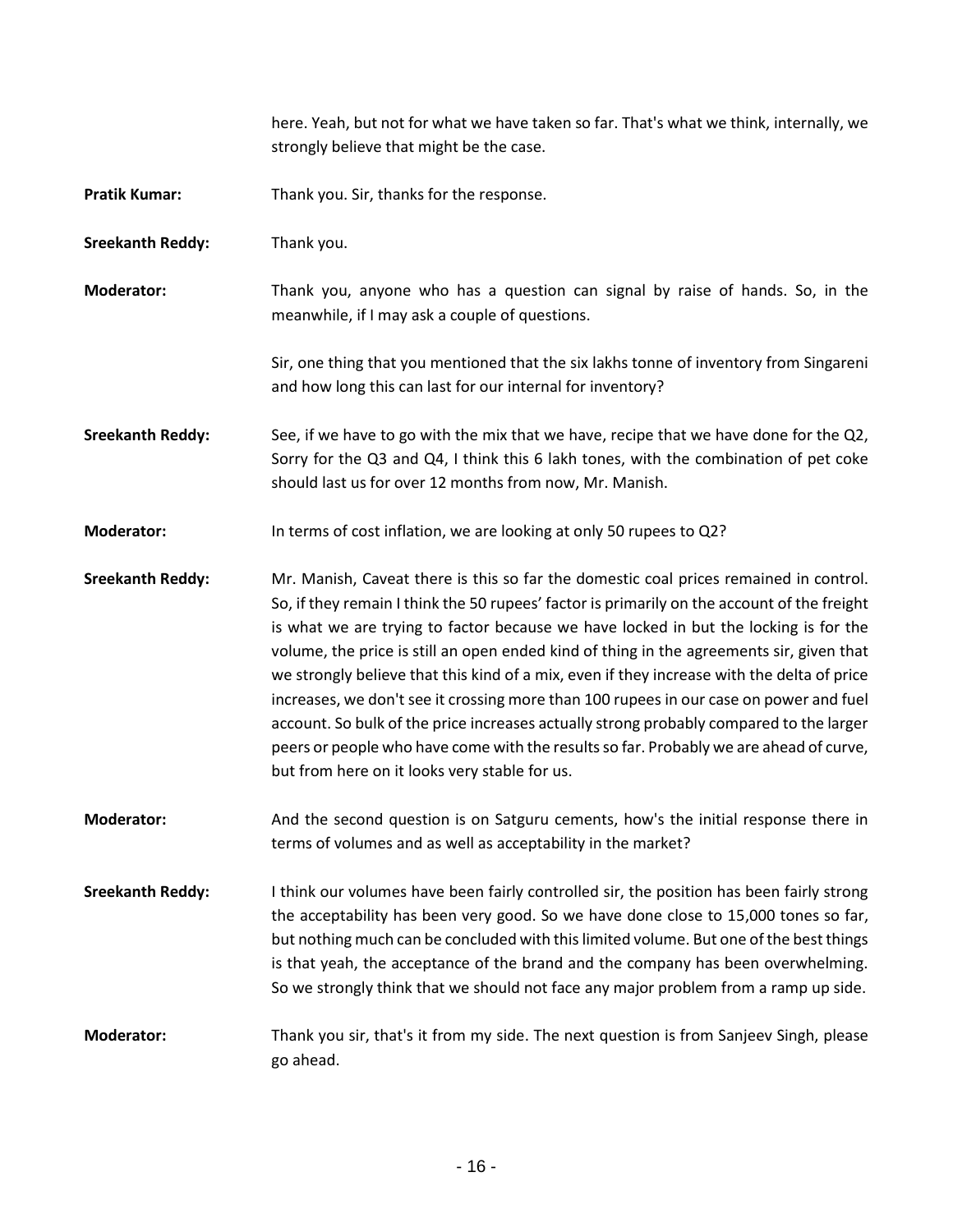here. Yeah, but not for what we have taken so far. That's what we think, internally, we strongly believe that might be the case.

**Pratik Kumar:** Thank you. Sir, thanks for the response.

**Sreekanth Reddy:** Thank you.

**Moderator:** Thank you, anyone who has a question can signal by raise of hands. So, in the meanwhile, if I may ask a couple of questions.

Sir, one thing that you mentioned that the six lakhs tonne of inventory from Singareni and how long this can last for our internal for inventory?

**Sreekanth Reddy:** See, if we have to go with the mix that we have, recipe that we have done for the Q2, Sorry for the Q3 and Q4, I think this 6 lakh tones, with the combination of pet coke should last us for over 12 months from now, Mr. Manish.

**Moderator:** In terms of cost inflation, we are looking at only 50 rupees to Q2?

**Sreekanth Reddy:** Mr. Manish, Caveat there is this so far the domestic coal prices remained in control. So, if they remain I think the 50 rupees' factor is primarily on the account of the freight is what we are trying to factor because we have locked in but the locking is for the volume, the price is still an open ended kind of thing in the agreements sir, given that we strongly believe that this kind of a mix, even if they increase with the delta of price increases, we don't see it crossing more than 100 rupees in our case on power and fuel account. So bulk of the price increases actually strong probably compared to the larger peers or people who have come with the results so far. Probably we are ahead of curve, but from here on it looks very stable for us.

**Moderator:** And the second question is on Satguru cements, how's the initial response there in terms of volumes and as well as acceptability in the market?

**Sreekanth Reddy:** I think our volumes have been fairly controlled sir, the position has been fairly strong the acceptability has been very good. So we have done close to 15,000 tones so far, but nothing much can be concluded with this limited volume. But one of the best things is that yeah, the acceptance of the brand and the company has been overwhelming. So we strongly think that we should not face any major problem from a ramp up side.

**Moderator:** Thank you sir, that's it from my side. The next question is from Sanjeev Singh, please go ahead.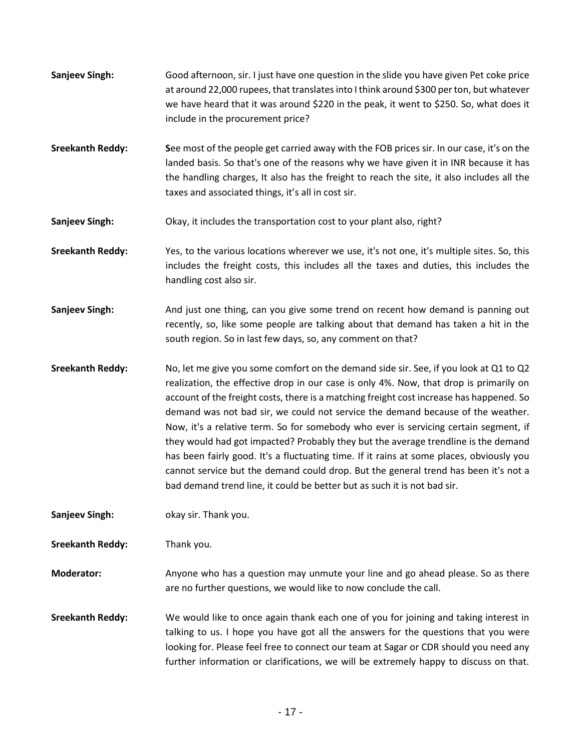**Sanjeev Singh:** Good afternoon, sir. I just have one question in the slide you have given Pet coke price at around 22,000 rupees, that translates into I think around $300 per ton, but whatever we have heard that it was around $220 in the peak, it went to $250. So, what does it include in the procurement price?

**Sreekanth Reddy:** **S**ee most of the people get carried away with the FOB prices sir. In our case, it's on the landed basis. So that's one of the reasons why we have given it in INR because it has the handling charges, It also has the freight to reach the site, it also includes all the taxes and associated things, it's all in cost sir.

**Sanjeev Singh:** Okay, it includes the transportation cost to your plant also, right?

**Sreekanth Reddy:** Yes, to the various locations wherever we use, it's not one, it's multiple sites. So, this includes the freight costs, this includes all the taxes and duties, this includes the handling cost also sir.

**Sanjeev Singh:** And just one thing, can you give some trend on recent how demand is panning out recently, so, like some people are talking about that demand has taken a hit in the south region. So in last few days, so, any comment on that?

**Sreekanth Reddy:** No, let me give you some comfort on the demand side sir. See, if you look at Q1 to Q2 realization, the effective drop in our case is only 4%. Now, that drop is primarily on account of the freight costs, there is a matching freight cost increase has happened. So demand was not bad sir, we could not service the demand because of the weather. Now, it's a relative term. So for somebody who ever is servicing certain segment, if they would had got impacted? Probably they but the average trendline is the demand has been fairly good. It's a fluctuating time. If it rains at some places, obviously you cannot service but the demand could drop. But the general trend has been it's not a bad demand trend line, it could be better but as such it is not bad sir.

**Sanjeev Singh:** okay sir. Thank you.

**Sreekanth Reddy:** Thank you.

**Moderator:** Anyone who has a question may unmute your line and go ahead please. So as there are no further questions, we would like to now conclude the call.

**Sreekanth Reddy:** We would like to once again thank each one of you for joining and taking interest in talking to us. I hope you have got all the answers for the questions that you were looking for. Please feel free to connect our team at Sagar or CDR should you need any further information or clarifications, we will be extremely happy to discuss on that.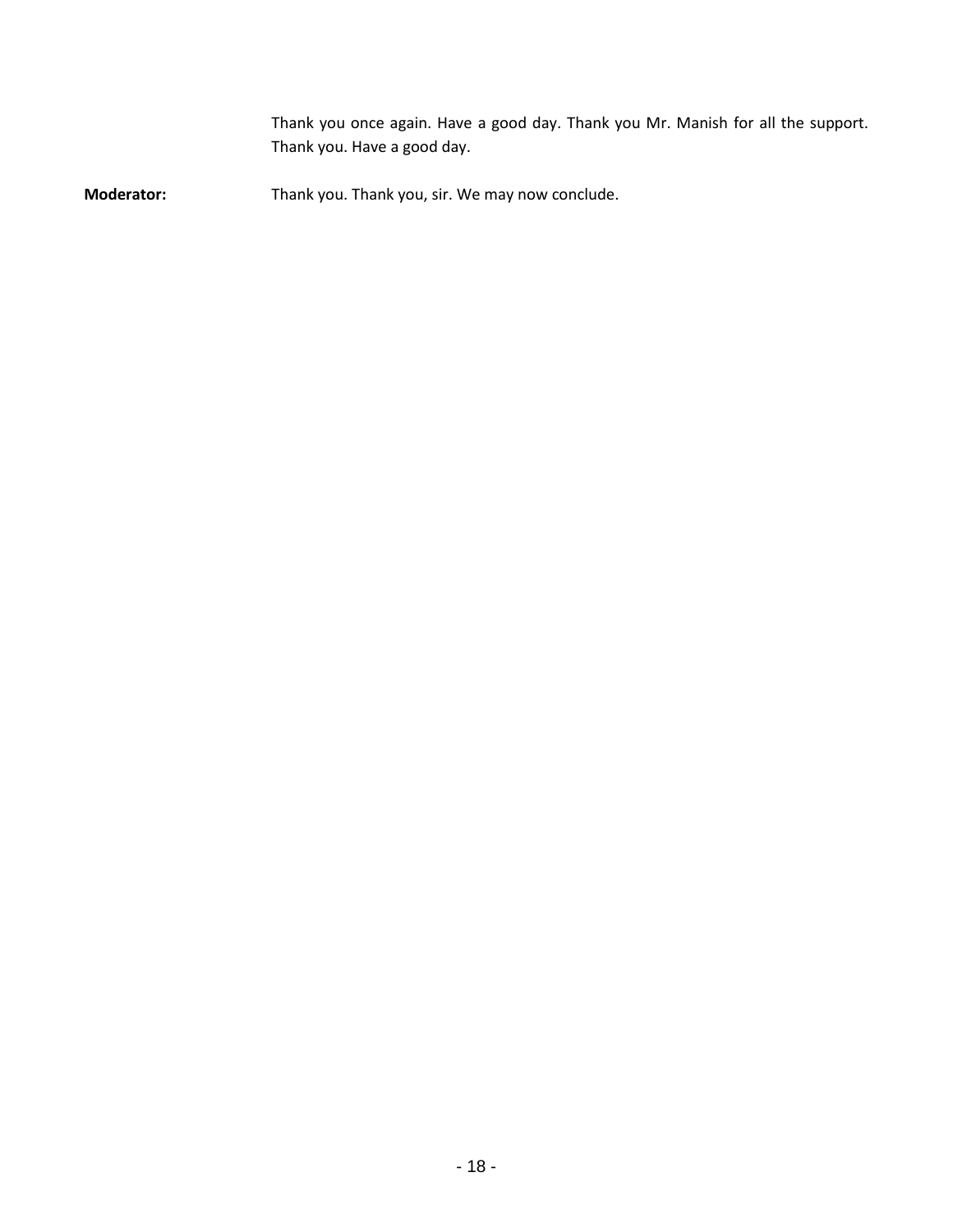Thank you once again. Have a good day. Thank you Mr. Manish for all the support. Thank you. Have a good day.

**Moderator:** Thank you. Thank you, sir. We may now conclude.